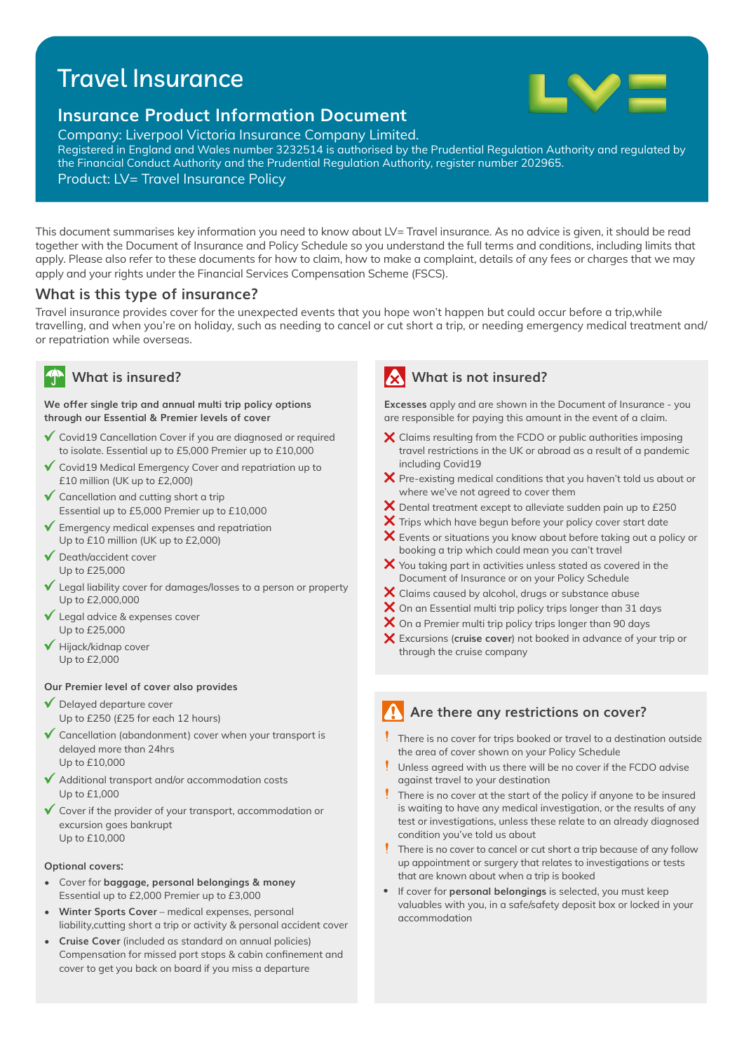# Travel Insurance

## Insurance Product Information Document

Company: Liverpool Victoria Insurance Company Limited.
Registered in England and Wales number 3232514 is authorised by the Prudential Regulation Authority and regulated by the Financial Conduct Authority and the Prudential Regulation Authority, register number 202965.
Product: LV= Travel Insurance Policy

This document summarises key information you need to know about LV= Travel insurance. As no advice is given, it should be read together with the Document of Insurance and Policy Schedule so you understand the full terms and conditions, including limits that apply. Please also refer to these documents for how to claim, how to make a complaint, details of any fees or charges that we may apply and your rights under the Financial Services Compensation Scheme (FSCS).

## What is this type of insurance?

Travel insurance provides cover for the unexpected events that you hope won't happen but could occur before a trip,while travelling, and when you're on holiday, such as needing to cancel or cut short a trip, or needing emergency medical treatment and/or repatriation while overseas.

## What is insured?

**We offer single trip and annual multi trip policy options through our Essential & Premier levels of cover**

- ✓ Covid19 Cancellation Cover if you are diagnosed or required to isolate. Essential up to £5,000 Premier up to £10,000
- ✓ Covid19 Medical Emergency Cover and repatriation up to £10 million (UK up to £2,000)
- ✓ Cancellation and cutting short a trip
  Essential up to £5,000 Premier up to £10,000
- ✓ Emergency medical expenses and repatriation
  Up to £10 million (UK up to £2,000)
- ✓ Death/accident cover
  Up to £25,000
- ✓ Legal liability cover for damages/losses to a person or property
  Up to £2,000,000
- ✓ Legal advice & expenses cover
  Up to £25,000
- ✓ Hijack/kidnap cover
  Up to £2,000

**Our Premier level of cover also provides**

- ✓ Delayed departure cover
  Up to £250 (£25 for each 12 hours)
- ✓ Cancellation (abandonment) cover when your transport is delayed more than 24hrs
  Up to £10,000
- ✓ Additional transport and/or accommodation costs
  Up to £1,000
- ✓ Cover if the provider of your transport, accommodation or excursion goes bankrupt
  Up to £10,000

**Optional covers:**

- Cover for **baggage, personal belongings & money**
  Essential up to £2,000 Premier up to £3,000
- **Winter Sports Cover** – medical expenses, personal liability,cutting short a trip or activity & personal accident cover
- **Cruise Cover** (included as standard on annual policies)
  Compensation for missed port stops & cabin confinement and cover to get you back on board if you miss a departure

## What is not insured?

**Excesses** apply and are shown in the Document of Insurance - you are responsible for paying this amount in the event of a claim.

- ✗ Claims resulting from the FCDO or public authorities imposing travel restrictions in the UK or abroad as a result of a pandemic including Covid19
- ✗ Pre-existing medical conditions that you haven't told us about or where we've not agreed to cover them
- ✗ Dental treatment except to alleviate sudden pain up to £250
- ✗ Trips which have begun before your policy cover start date
- ✗ Events or situations you know about before taking out a policy or booking a trip which could mean you can't travel
- ✗ You taking part in activities unless stated as covered in the Document of Insurance or on your Policy Schedule
- ✗ Claims caused by alcohol, drugs or substance abuse
- ✗ On an Essential multi trip policy trips longer than 31 days
- ✗ On a Premier multi trip policy trips longer than 90 days
- ✗ Excursions (**cruise cover**) not booked in advance of your trip or through the cruise company

## Are there any restrictions on cover?

- ! There is no cover for trips booked or travel to a destination outside the area of cover shown on your Policy Schedule
- ! Unless agreed with us there will be no cover if the FCDO advise against travel to your destination
- ! There is no cover at the start of the policy if anyone to be insured is waiting to have any medical investigation, or the results of any test or investigations, unless these relate to an already diagnosed condition you've told us about
- ! There is no cover to cancel or cut short a trip because of any follow up appointment or surgery that relates to investigations or tests that are known about when a trip is booked
- If cover for **personal belongings** is selected, you must keep valuables with you, in a safe/safety deposit box or locked in your accommodation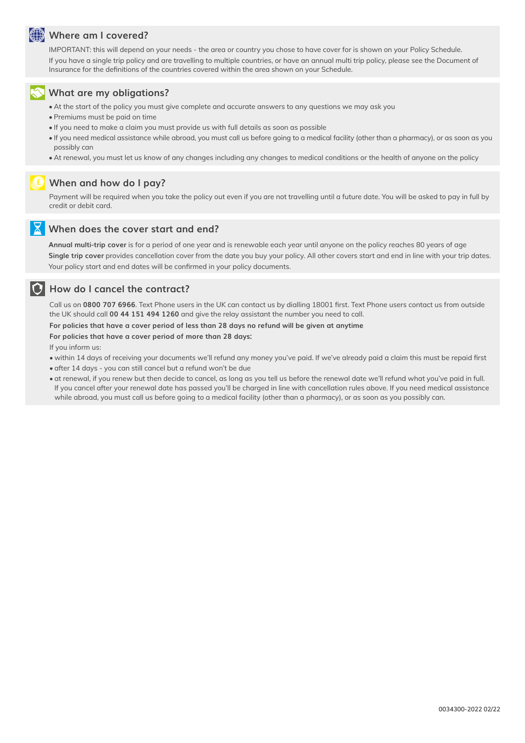## Where am I covered?

IMPORTANT: this will depend on your needs - the area or country you chose to have cover for is shown on your Policy Schedule.

If you have a single trip policy and are travelling to multiple countries, or have an annual multi trip policy, please see the Document of Insurance for the definitions of the countries covered within the area shown on your Schedule.

## What are my obligations?

- At the start of the policy you must give complete and accurate answers to any questions we may ask you
- Premiums must be paid on time
- If you need to make a claim you must provide us with full details as soon as possible
- If you need medical assistance while abroad, you must call us before going to a medical facility (other than a pharmacy), or as soon as you possibly can
- At renewal, you must let us know of any changes including any changes to medical conditions or the health of anyone on the policy

## When and how do I pay?

Payment will be required when you take the policy out even if you are not travelling until a future date. You will be asked to pay in full by credit or debit card.

## When does the cover start and end?

**Annual multi-trip cover** is for a period of one year and is renewable each year until anyone on the policy reaches 80 years of age

**Single trip cover** provides cancellation cover from the date you buy your policy. All other covers start and end in line with your trip dates.

Your policy start and end dates will be confirmed in your policy documents.

## How do I cancel the contract?

Call us on **0800 707 6966**. Text Phone users in the UK can contact us by dialling 18001 first. Text Phone users contact us from outside the UK should call **00 44 151 494 1260** and give the relay assistant the number you need to call.

**For policies that have a cover period of less than 28 days no refund will be given at anytime**

**For policies that have a cover period of more than 28 days:**

If you inform us:

- within 14 days of receiving your documents we'll refund any money you've paid. If we've already paid a claim this must be repaid first
- after 14 days - you can still cancel but a refund won't be due
- at renewal, if you renew but then decide to cancel, as long as you tell us before the renewal date we'll refund what you've paid in full. If you cancel after your renewal date has passed you'll be charged in line with cancellation rules above. If you need medical assistance while abroad, you must call us before going to a medical facility (other than a pharmacy), or as soon as you possibly can.

0034300-2022 02/22